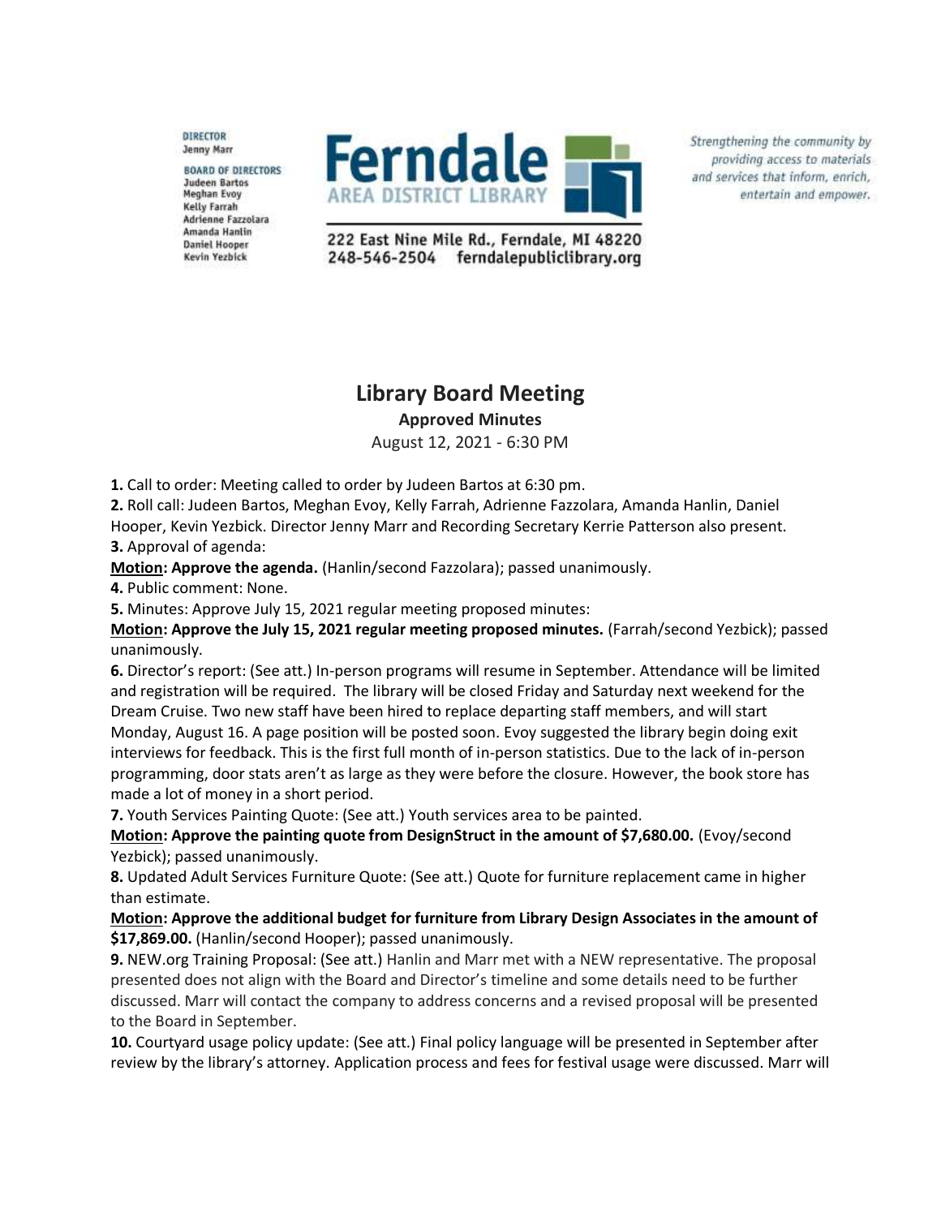DIRECTOR
Jenny Marr

BOARD OF DIRECTORS
Judeen Bartos
Meghan Evoy
Kelly Farrah
Adrienne Fazzolara
Amanda Hanlin
Daniel Hooper
Kevin Yezbick

**Ferndale**
AREA DISTRICT LIBRARY

222 East Nine Mile Rd., Ferndale, MI 48220
248-546-2504 ferndalepubliclibrary.org

*Strengthening the community by providing access to materials and services that inform, enrich, entertain and empower.*

# Library Board Meeting

**Approved Minutes**

August 12, 2021 - 6:30 PM

**1.** Call to order: Meeting called to order by Judeen Bartos at 6:30 pm.

**2.** Roll call: Judeen Bartos, Meghan Evoy, Kelly Farrah, Adrienne Fazzolara, Amanda Hanlin, Daniel Hooper, Kevin Yezbick. Director Jenny Marr and Recording Secretary Kerrie Patterson also present.

**3.** Approval of agenda:

**Motion: Approve the agenda.** (Hanlin/second Fazzolara); passed unanimously.

**4.** Public comment: None.

**5.** Minutes: Approve July 15, 2021 regular meeting proposed minutes:

**Motion: Approve the July 15, 2021 regular meeting proposed minutes.** (Farrah/second Yezbick); passed unanimously.

**6.** Director's report: (See att.) In-person programs will resume in September. Attendance will be limited and registration will be required. The library will be closed Friday and Saturday next weekend for the Dream Cruise. Two new staff have been hired to replace departing staff members, and will start Monday, August 16. A page position will be posted soon. Evoy suggested the library begin doing exit interviews for feedback. This is the first full month of in-person statistics. Due to the lack of in-person programming, door stats aren't as large as they were before the closure. However, the book store has made a lot of money in a short period.

**7.** Youth Services Painting Quote: (See att.) Youth services area to be painted.

**Motion: Approve the painting quote from DesignStruct in the amount of $7,680.00.** (Evoy/second Yezbick); passed unanimously.

**8.** Updated Adult Services Furniture Quote: (See att.) Quote for furniture replacement came in higher than estimate.

**Motion: Approve the additional budget for furniture from Library Design Associates in the amount of $17,869.00.** (Hanlin/second Hooper); passed unanimously.

**9.** NEW.org Training Proposal: (See att.) Hanlin and Marr met with a NEW representative. The proposal presented does not align with the Board and Director's timeline and some details need to be further discussed. Marr will contact the company to address concerns and a revised proposal will be presented to the Board in September.

**10.** Courtyard usage policy update: (See att.) Final policy language will be presented in September after review by the library's attorney. Application process and fees for festival usage were discussed. Marr will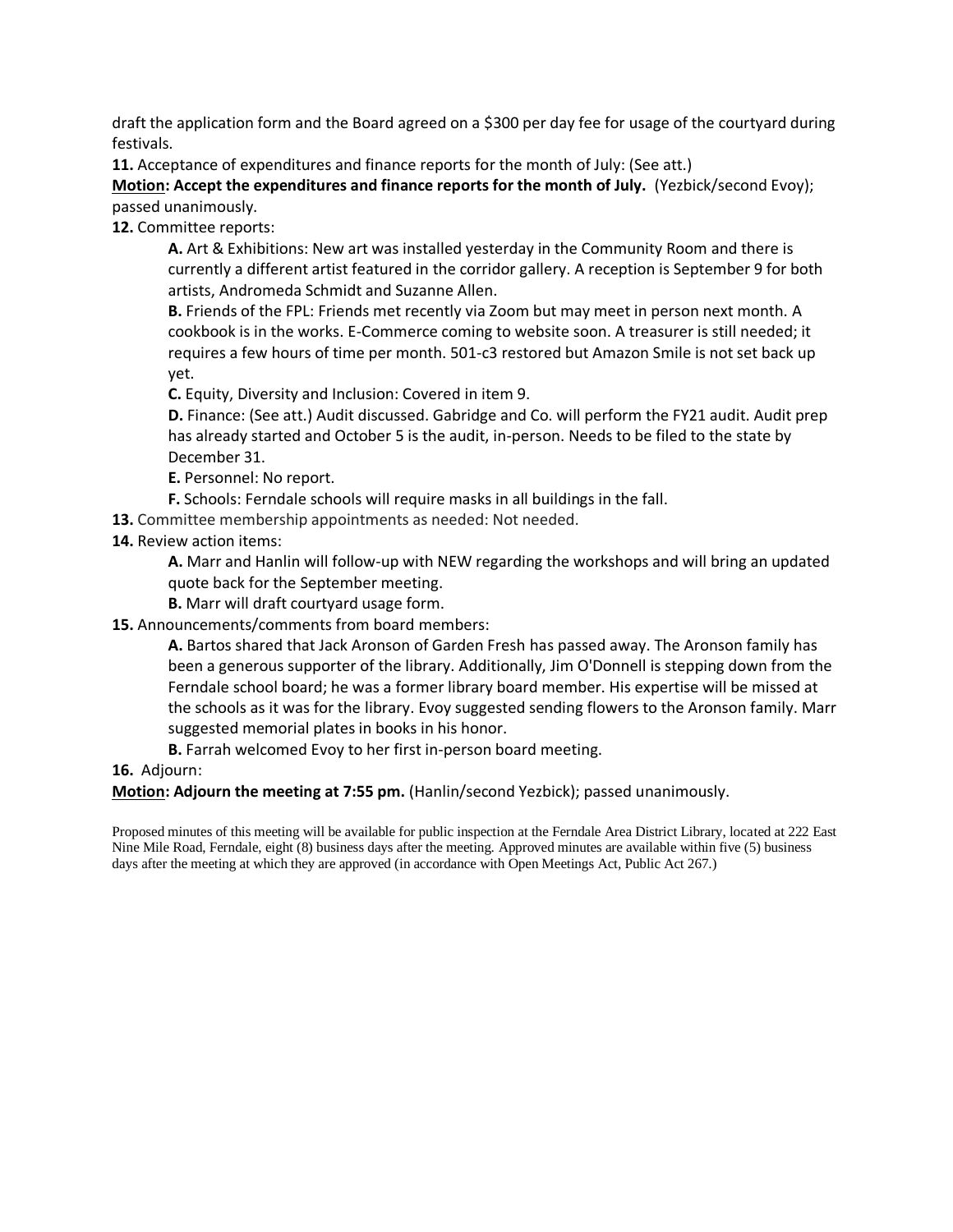draft the application form and the Board agreed on a $300 per day fee for usage of the courtyard during festivals.

**11.** Acceptance of expenditures and finance reports for the month of July: (See att.)

**<u>Motion</u>: Accept the expenditures and finance reports for the month of July.** (Yezbick/second Evoy); passed unanimously.

**12.** Committee reports:

- **A.** Art & Exhibitions: New art was installed yesterday in the Community Room and there is currently a different artist featured in the corridor gallery. A reception is September 9 for both artists, Andromeda Schmidt and Suzanne Allen.
- **B.** Friends of the FPL: Friends met recently via Zoom but may meet in person next month. A cookbook is in the works. E-Commerce coming to website soon. A treasurer is still needed; it requires a few hours of time per month. 501-c3 restored but Amazon Smile is not set back up yet.
- **C.** Equity, Diversity and Inclusion: Covered in item 9.
- **D.** Finance: (See att.) Audit discussed. Gabridge and Co. will perform the FY21 audit. Audit prep has already started and October 5 is the audit, in-person. Needs to be filed to the state by December 31.
- **E.** Personnel: No report.
- **F.** Schools: Ferndale schools will require masks in all buildings in the fall.

**13.** Committee membership appointments as needed: Not needed.

**14.** Review action items:

- **A.** Marr and Hanlin will follow-up with NEW regarding the workshops and will bring an updated quote back for the September meeting.
- **B.** Marr will draft courtyard usage form.

**15.** Announcements/comments from board members:

- **A.** Bartos shared that Jack Aronson of Garden Fresh has passed away. The Aronson family has been a generous supporter of the library. Additionally, Jim O'Donnell is stepping down from the Ferndale school board; he was a former library board member. His expertise will be missed at the schools as it was for the library. Evoy suggested sending flowers to the Aronson family. Marr suggested memorial plates in books in his honor.
- **B.** Farrah welcomed Evoy to her first in-person board meeting.

**16.** Adjourn:

**<u>Motion</u>: Adjourn the meeting at 7:55 pm.** (Hanlin/second Yezbick); passed unanimously.

Proposed minutes of this meeting will be available for public inspection at the Ferndale Area District Library, located at 222 East Nine Mile Road, Ferndale, eight (8) business days after the meeting. Approved minutes are available within five (5) business days after the meeting at which they are approved (in accordance with Open Meetings Act, Public Act 267.)